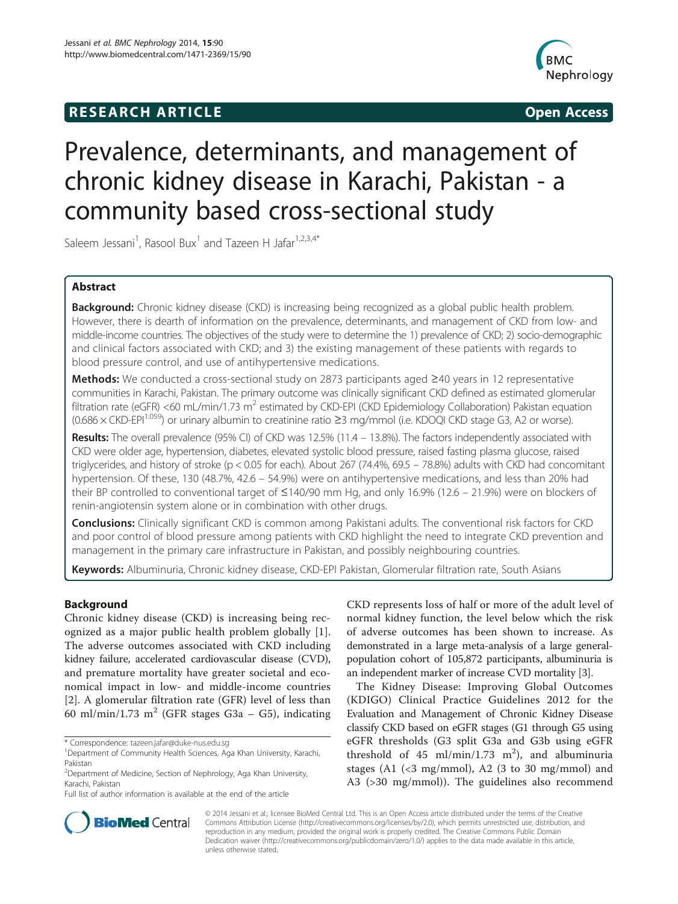**RESEARCH ARTICLE** **Open Access**

# Prevalence, determinants, and management of chronic kidney disease in Karachi, Pakistan - a community based cross-sectional study

Saleem Jessani[1], Rasool Bux[1] and Tazeen H Jafar[1,2,3,4*]

## Abstract

**Background:** Chronic kidney disease (CKD) is increasing being recognized as a global public health problem. However, there is dearth of information on the prevalence, determinants, and management of CKD from low- and middle-income countries. The objectives of the study were to determine the 1) prevalence of CKD; 2) socio-demographic and clinical factors associated with CKD; and 3) the existing management of these patients with regards to blood pressure control, and use of antihypertensive medications.

**Methods:** We conducted a cross-sectional study on 2873 participants aged ≥40 years in 12 representative communities in Karachi, Pakistan. The primary outcome was clinically significant CKD defined as estimated glomerular filtration rate (eGFR) <60 mL/min/1.73 $m^2$ estimated by CKD-EPI (CKD Epidemiology Collaboration) Pakistan equation ($0.686 \times \text{CKD-EPI}^{1.059}$) or urinary albumin to creatinine ratio ≥3 mg/mmol (i.e. KDOQI CKD stage G3, A2 or worse).

**Results:** The overall prevalence (95% CI) of CKD was 12.5% (11.4 – 13.8%). The factors independently associated with CKD were older age, hypertension, diabetes, elevated systolic blood pressure, raised fasting plasma glucose, raised triglycerides, and history of stroke ($p < 0.05$ for each). About 267 (74.4%, 69.5 – 78.8%) adults with CKD had concomitant hypertension. Of these, 130 (48.7%, 42.6 – 54.9%) were on antihypertensive medications, and less than 20% had their BP controlled to conventional target of ≤140/90 mm Hg, and only 16.9% (12.6 – 21.9%) were on blockers of renin-angiotensin system alone or in combination with other drugs.

**Conclusions:** Clinically significant CKD is common among Pakistani adults. The conventional risk factors for CKD and poor control of blood pressure among patients with CKD highlight the need to integrate CKD prevention and management in the primary care infrastructure in Pakistan, and possibly neighbouring countries.

**Keywords:** Albuminuria, Chronic kidney disease, CKD-EPI Pakistan, Glomerular filtration rate, South Asians

## Background

Chronic kidney disease (CKD) is increasing being recognized as a major public health problem globally [1]. The adverse outcomes associated with CKD including kidney failure, accelerated cardiovascular disease (CVD), and premature mortality have greater societal and economical impact in low- and middle-income countries [2]. A glomerular filtration rate (GFR) level of less than 60 ml/min/1.73 $m^2$ (GFR stages G3a – G5), indicating CKD represents loss of half or more of the adult level of normal kidney function, the level below which the risk of adverse outcomes has been shown to increase. As demonstrated in a large meta-analysis of a large general-population cohort of 105,872 participants, albuminuria is an independent marker of increase CVD mortality [3].

The Kidney Disease: Improving Global Outcomes (KDIGO) Clinical Practice Guidelines 2012 for the Evaluation and Management of Chronic Kidney Disease classify CKD based on eGFR stages (G1 through G5 using eGFR thresholds (G3 split G3a and G3b using eGFR threshold of 45 ml/min/1.73 $m^2$), and albuminuria stages (A1 (<3 mg/mmol), A2 (3 to 30 mg/mmol) and A3 (>30 mg/mmol)). The guidelines also recommend

\* Correspondence: tazeen.jafar@duke-nus.edu.sg
[1]Department of Community Health Sciences, Aga Khan University, Karachi, Pakistan
[2]Department of Medicine, Section of Nephrology, Aga Khan University, Karachi, Pakistan
Full list of author information is available at the end of the article

© 2014 Jessani et al.; licensee BioMed Central Ltd. This is an Open Access article distributed under the terms of the Creative Commons Attribution License (http://creativecommons.org/licenses/by/2.0), which permits unrestricted use, distribution, and reproduction in any medium, provided the original work is properly credited. The Creative Commons Public Domain Dedication waiver (http://creativecommons.org/publicdomain/zero/1.0/) applies to the data made available in this article, unless otherwise stated.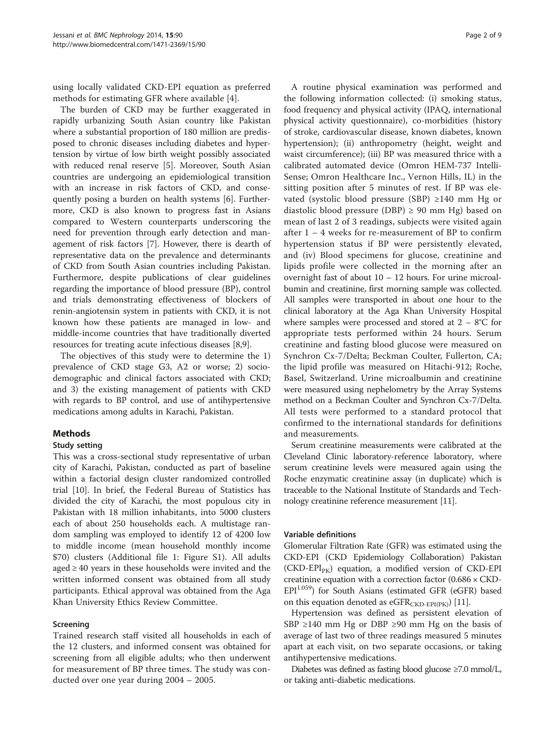using locally validated CKD-EPI equation as preferred methods for estimating GFR where available [4].

The burden of CKD may be further exaggerated in rapidly urbanizing South Asian country like Pakistan where a substantial proportion of 180 million are predisposed to chronic diseases including diabetes and hypertension by virtue of low birth weight possibly associated with reduced renal reserve [5]. Moreover, South Asian countries are undergoing an epidemiological transition with an increase in risk factors of CKD, and consequently posing a burden on health systems [6]. Furthermore, CKD is also known to progress fast in Asians compared to Western counterparts underscoring the need for prevention through early detection and management of risk factors [7]. However, there is dearth of representative data on the prevalence and determinants of CKD from South Asian countries including Pakistan. Furthermore, despite publications of clear guidelines regarding the importance of blood pressure (BP), control and trials demonstrating effectiveness of blockers of renin-angiotensin system in patients with CKD, it is not known how these patients are managed in low- and middle-income countries that have traditionally diverted resources for treating acute infectious diseases [8,9].

The objectives of this study were to determine the 1) prevalence of CKD stage G3, A2 or worse; 2) sociodemographic and clinical factors associated with CKD; and 3) the existing management of patients with CKD with regards to BP control, and use of antihypertensive medications among adults in Karachi, Pakistan.

## Methods

### Study setting

This was a cross-sectional study representative of urban city of Karachi, Pakistan, conducted as part of baseline within a factorial design cluster randomized controlled trial [10]. In brief, the Federal Bureau of Statistics has divided the city of Karachi, the most populous city in Pakistan with 18 million inhabitants, into 5000 clusters each of about 250 households each. A multistage random sampling was employed to identify 12 of 4200 low to middle income (mean household monthly income \$70) clusters (Additional file 1: Figure S1). All adults aged ≥ 40 years in these households were invited and the written informed consent was obtained from all study participants. Ethical approval was obtained from the Aga Khan University Ethics Review Committee.

### Screening

Trained research staff visited all households in each of the 12 clusters, and informed consent was obtained for screening from all eligible adults; who then underwent for measurement of BP three times. The study was conducted over one year during 2004 – 2005.

A routine physical examination was performed and the following information collected: (i) smoking status, food frequency and physical activity (IPAQ, international physical activity questionnaire), co-morbidities (history of stroke, cardiovascular disease, known diabetes, known hypertension); (ii) anthropometry (height, weight and waist circumference); (iii) BP was measured thrice with a calibrated automated device (Omron HEM-737 IntelliSense; Omron Healthcare Inc., Vernon Hills, IL) in the sitting position after 5 minutes of rest. If BP was elevated (systolic blood pressure (SBP) ≥140 mm Hg or diastolic blood pressure (DBP) ≥ 90 mm Hg) based on mean of last 2 of 3 readings, subjects were visited again after 1 – 4 weeks for re-measurement of BP to confirm hypertension status if BP were persistently elevated, and (iv) Blood specimens for glucose, creatinine and lipids profile were collected in the morning after an overnight fast of about 10 – 12 hours. For urine microalbumin and creatinine, first morning sample was collected. All samples were transported in about one hour to the clinical laboratory at the Aga Khan University Hospital where samples were processed and stored at 2 – 8°C for appropriate tests performed within 24 hours. Serum creatinine and fasting blood glucose were measured on Synchron Cx-7/Delta; Beckman Coulter, Fullerton, CA; the lipid profile was measured on Hitachi-912; Roche, Basel, Switzerland. Urine microalbumin and creatinine were measured using nephelometry by the Array Systems method on a Beckman Coulter and Synchron Cx-7/Delta. All tests were performed to a standard protocol that confirmed to the international standards for definitions and measurements.

Serum creatinine measurements were calibrated at the Cleveland Clinic laboratory-reference laboratory, where serum creatinine levels were measured again using the Roche enzymatic creatinine assay (in duplicate) which is traceable to the National Institute of Standards and Technology creatinine reference measurement [11].

### Variable definitions

Glomerular Filtration Rate (GFR) was estimated using the CKD-EPI (CKD Epidemiology Collaboration) Pakistan ($CKD\text{-}EPI_{PK}$) equation, a modified version of CKD-EPI creatinine equation with a correction factor ($0.686 \times CKD\text{-}EPI^{1.059}$) for South Asians (estimated GFR (eGFR) based on this equation denoted as $eGFR_{CKD\text{-}EPI(PK)}$) [11].

Hypertension was defined as persistent elevation of SBP ≥140 mm Hg or DBP ≥90 mm Hg on the basis of average of last two of three readings measured 5 minutes apart at each visit, on two separate occasions, or taking antihypertensive medications.

Diabetes was defined as fasting blood glucose ≥7.0 mmol/L, or taking anti-diabetic medications.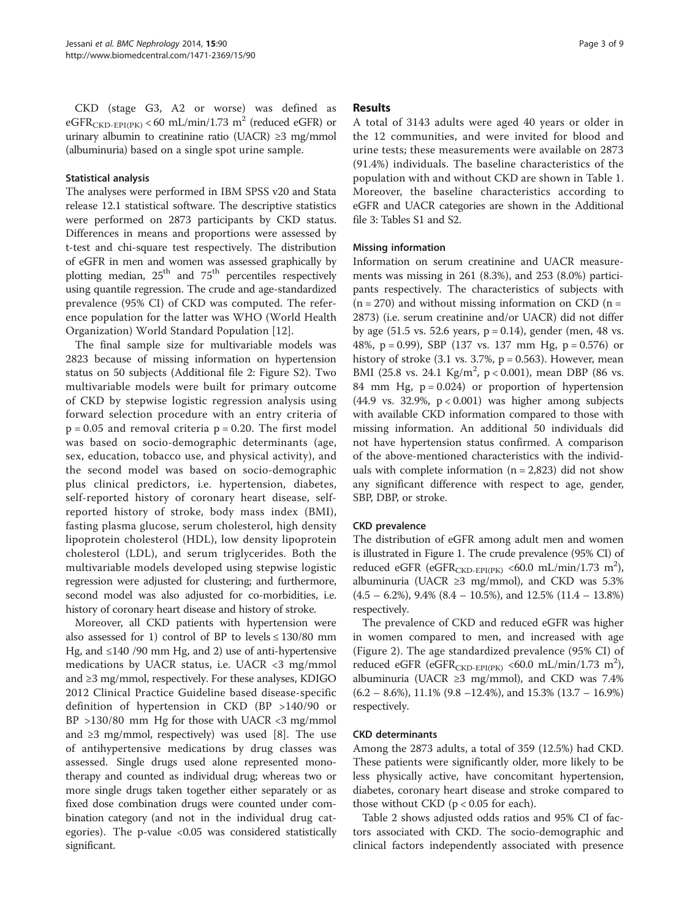CKD (stage G3, A2 or worse) was defined as $eGFR_{CKD-EPI(PK)} < 60$ mL/min/1.73 m$^2$ (reduced eGFR) or urinary albumin to creatinine ratio (UACR) ≥3 mg/mmol (albuminuria) based on a single spot urine sample.

### Statistical analysis

The analyses were performed in IBM SPSS v20 and Stata release 12.1 statistical software. The descriptive statistics were performed on 2873 participants by CKD status. Differences in means and proportions were assessed by t-test and chi-square test respectively. The distribution of eGFR in men and women was assessed graphically by plotting median, 25$^{th}$ and 75$^{th}$ percentiles respectively using quantile regression. The crude and age-standardized prevalence (95% CI) of CKD was computed. The reference population for the latter was WHO (World Health Organization) World Standard Population [12].

The final sample size for multivariable models was 2823 because of missing information on hypertension status on 50 subjects (Additional file 2: Figure S2). Two multivariable models were built for primary outcome of CKD by stepwise logistic regression analysis using forward selection procedure with an entry criteria of $p = 0.05$ and removal criteria $p = 0.20$. The first model was based on socio-demographic determinants (age, sex, education, tobacco use, and physical activity), and the second model was based on socio-demographic plus clinical predictors, i.e. hypertension, diabetes, self-reported history of coronary heart disease, self-reported history of stroke, body mass index (BMI), fasting plasma glucose, serum cholesterol, high density lipoprotein cholesterol (HDL), low density lipoprotein cholesterol (LDL), and serum triglycerides. Both the multivariable models developed using stepwise logistic regression were adjusted for clustering; and furthermore, second model was also adjusted for co-morbidities, i.e. history of coronary heart disease and history of stroke.

Moreover, all CKD patients with hypertension were also assessed for 1) control of BP to levels ≤ 130/80 mm Hg, and ≤140 /90 mm Hg, and 2) use of anti-hypertensive medications by UACR status, i.e. UACR <3 mg/mmol and ≥3 mg/mmol, respectively. For these analyses, KDIGO 2012 Clinical Practice Guideline based disease-specific definition of hypertension in CKD (BP >140/90 or BP >130/80 mm Hg for those with UACR <3 mg/mmol and ≥3 mg/mmol, respectively) was used [8]. The use of antihypertensive medications by drug classes was assessed. Single drugs used alone represented monotherapy and counted as individual drug; whereas two or more single drugs taken together either separately or as fixed dose combination drugs were counted under combination category (and not in the individual drug categories). The p-value <0.05 was considered statistically significant.

## Results

A total of 3143 adults were aged 40 years or older in the 12 communities, and were invited for blood and urine tests; these measurements were available on 2873 (91.4%) individuals. The baseline characteristics of the population with and without CKD are shown in Table 1. Moreover, the baseline characteristics according to eGFR and UACR categories are shown in the Additional file 3: Tables S1 and S2.

### Missing information

Information on serum creatinine and UACR measurements was missing in 261 (8.3%), and 253 (8.0%) participants respectively. The characteristics of subjects with (n = 270) and without missing information on CKD (n = 2873) (i.e. serum creatinine and/or UACR) did not differ by age (51.5 vs. 52.6 years, $p = 0.14$), gender (men, 48 vs. 48%, $p = 0.99$), SBP (137 vs. 137 mm Hg, $p = 0.576$) or history of stroke (3.1 vs. 3.7%, $p = 0.563$). However, mean BMI (25.8 vs. 24.1 Kg/m$^2$, $p < 0.001$), mean DBP (86 vs. 84 mm Hg, $p = 0.024$) or proportion of hypertension (44.9 vs. 32.9%, $p < 0.001$) was higher among subjects with available CKD information compared to those with missing information. An additional 50 individuals did not have hypertension status confirmed. A comparison of the above-mentioned characteristics with the individuals with complete information (n = 2,823) did not show any significant difference with respect to age, gender, SBP, DBP, or stroke.

### CKD prevalence

The distribution of eGFR among adult men and women is illustrated in Figure 1. The crude prevalence (95% CI) of reduced eGFR ($eGFR_{CKD-EPI(PK)}$ <60.0 mL/min/1.73 m$^2$), albuminuria (UACR ≥3 mg/mmol), and CKD was 5.3% (4.5 – 6.2%), 9.4% (8.4 – 10.5%), and 12.5% (11.4 – 13.8%) respectively.

The prevalence of CKD and reduced eGFR was higher in women compared to men, and increased with age (Figure 2). The age standardized prevalence (95% CI) of reduced eGFR ($eGFR_{CKD-EPI(PK)}$ <60.0 mL/min/1.73 m$^2$), albuminuria (UACR ≥3 mg/mmol), and CKD was 7.4% (6.2 – 8.6%), 11.1% (9.8 –12.4%), and 15.3% (13.7 – 16.9%) respectively.

### CKD determinants

Among the 2873 adults, a total of 359 (12.5%) had CKD. These patients were significantly older, more likely to be less physically active, have concomitant hypertension, diabetes, coronary heart disease and stroke compared to those without CKD ($p < 0.05$ for each).

Table 2 shows adjusted odds ratios and 95% CI of factors associated with CKD. The socio-demographic and clinical factors independently associated with presence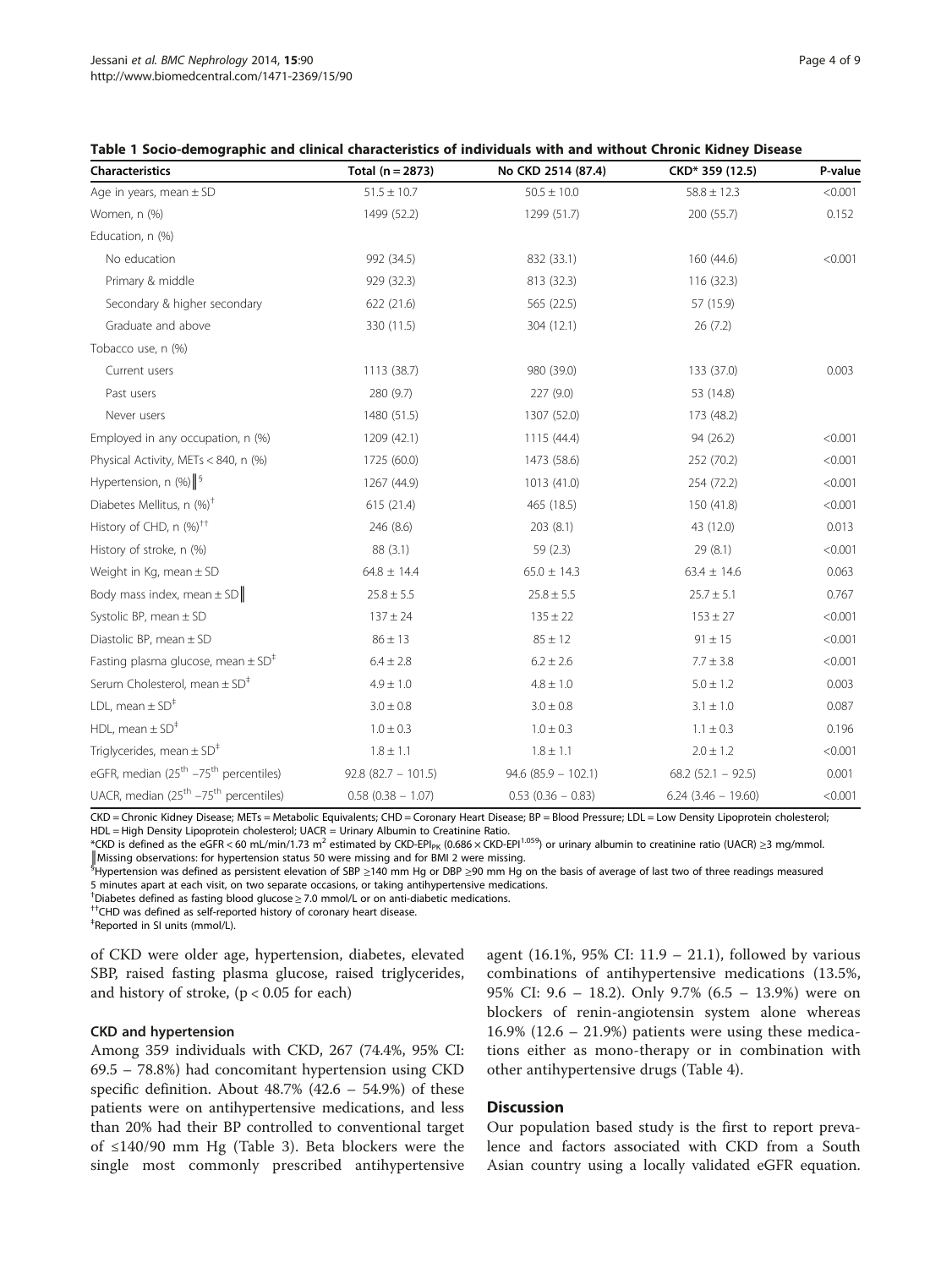**Table 1 Socio-demographic and clinical characteristics of individuals with and without Chronic Kidney Disease**

| Characteristics | Total (n = 2873) | No CKD 2514 (87.4) | CKD* 359 (12.5) | P-value |
|---|---|---|---|---|
| Age in years, mean ± SD | 51.5 ± 10.7 | 50.5 ± 10.0 | 58.8 ± 12.3 | <0.001 |
| Women, n (%) | 1499 (52.2) | 1299 (51.7) | 200 (55.7) | 0.152 |
| Education, n (%) | | | | |
| No education | 992 (34.5) | 832 (33.1) | 160 (44.6) | <0.001 |
| Primary & middle | 929 (32.3) | 813 (32.3) | 116 (32.3) | |
| Secondary & higher secondary | 622 (21.6) | 565 (22.5) | 57 (15.9) | |
| Graduate and above | 330 (11.5) | 304 (12.1) | 26 (7.2) | |
| Tobacco use, n (%) | | | | |
| Current users | 1113 (38.7) | 980 (39.0) | 133 (37.0) | 0.003 |
| Past users | 280 (9.7) | 227 (9.0) | 53 (14.8) | |
| Never users | 1480 (51.5) | 1307 (52.0) | 173 (48.2) | |
| Employed in any occupation, n (%) | 1209 (42.1) | 1115 (44.4) | 94 (26.2) | <0.001 |
| Physical Activity, METs < 840, n (%) | 1725 (60.0) | 1473 (58.6) | 252 (70.2) | <0.001 |
| Hypertension, n (%)‖§ | 1267 (44.9) | 1013 (41.0) | 254 (72.2) | <0.001 |
| Diabetes Mellitus, n (%)† | 615 (21.4) | 465 (18.5) | 150 (41.8) | <0.001 |
| History of CHD, n (%)†† | 246 (8.6) | 203 (8.1) | 43 (12.0) | 0.013 |
| History of stroke, n (%) | 88 (3.1) | 59 (2.3) | 29 (8.1) | <0.001 |
| Weight in Kg, mean ± SD | 64.8 ± 14.4 | 65.0 ± 14.3 | 63.4 ± 14.6 | 0.063 |
| Body mass index, mean ± SD‖ | 25.8 ± 5.5 | 25.8 ± 5.5 | 25.7 ± 5.1 | 0.767 |
| Systolic BP, mean ± SD | 137 ± 24 | 135 ± 22 | 153 ± 27 | <0.001 |
| Diastolic BP, mean ± SD | 86 ± 13 | 85 ± 12 | 91 ± 15 | <0.001 |
| Fasting plasma glucose, mean ± SD‡ | 6.4 ± 2.8 | 6.2 ± 2.6 | 7.7 ± 3.8 | <0.001 |
| Serum Cholesterol, mean ± SD‡ | 4.9 ± 1.0 | 4.8 ± 1.0 | 5.0 ± 1.2 | 0.003 |
| LDL, mean ± SD‡ | 3.0 ± 0.8 | 3.0 ± 0.8 | 3.1 ± 1.0 | 0.087 |
| HDL, mean ± SD‡ | 1.0 ± 0.3 | 1.0 ± 0.3 | 1.1 ± 0.3 | 0.196 |
| Triglycerides, mean ± SD‡ | 1.8 ± 1.1 | 1.8 ± 1.1 | 2.0 ± 1.2 | <0.001 |
| eGFR, median (25th –75th percentiles) | 92.8 (82.7 – 101.5) | 94.6 (85.9 – 102.1) | 68.2 (52.1 – 92.5) | 0.001 |
| UACR, median (25th –75th percentiles) | 0.58 (0.38 – 1.07) | 0.53 (0.36 – 0.83) | 6.24 (3.46 – 19.60) | <0.001 |

CKD = Chronic Kidney Disease; METs = Metabolic Equivalents; CHD = Coronary Heart Disease; BP = Blood Pressure; LDL = Low Density Lipoprotein cholesterol; HDL = High Density Lipoprotein cholesterol; UACR = Urinary Albumin to Creatinine Ratio.
*CKD is defined as the eGFR < 60 mL/min/1.73 $m^2$ estimated by CKD-$EPI_{PK}$ (0.686 × CKD-$EPI^{1.059}$) or urinary albumin to creatinine ratio (UACR) ≥3 mg/mmol.
‖Missing observations: for hypertension status 50 were missing and for BMI 2 were missing.
§Hypertension was defined as persistent elevation of SBP ≥140 mm Hg or DBP ≥90 mm Hg on the basis of average of last two of three readings measured 5 minutes apart at each visit, on two separate occasions, or taking antihypertensive medications.
†Diabetes defined as fasting blood glucose ≥ 7.0 mmol/L or on anti-diabetic medications.
††CHD was defined as self-reported history of coronary heart disease.
‡Reported in SI units (mmol/L).

of CKD were older age, hypertension, diabetes, elevated SBP, raised fasting plasma glucose, raised triglycerides, and history of stroke, ($p < 0.05$ for each)

### CKD and hypertension

Among 359 individuals with CKD, 267 (74.4%, 95% CI: 69.5 – 78.8%) had concomitant hypertension using CKD specific definition. About 48.7% (42.6 – 54.9%) of these patients were on antihypertensive medications, and less than 20% had their BP controlled to conventional target of ≤140/90 mm Hg (Table 3). Beta blockers were the single most commonly prescribed antihypertensive agent (16.1%, 95% CI: 11.9 – 21.1), followed by various combinations of antihypertensive medications (13.5%, 95% CI: 9.6 – 18.2). Only 9.7% (6.5 – 13.9%) were on blockers of renin-angiotensin system alone whereas 16.9% (12.6 – 21.9%) patients were using these medications either as mono-therapy or in combination with other antihypertensive drugs (Table 4).

## Discussion

Our population based study is the first to report prevalence and factors associated with CKD from a South Asian country using a locally validated eGFR equation.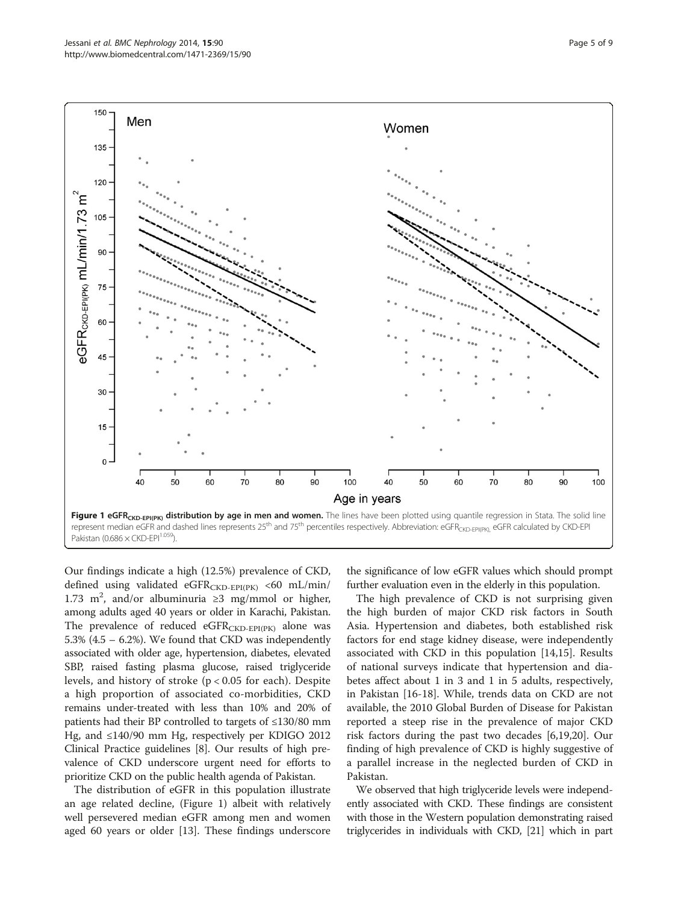**Figure 1 eGFR$_{CKD-EPI(PK)}$ distribution by age in men and women.** The lines have been plotted using quantile regression in Stata. The solid line represent median eGFR and dashed lines represents 25th and 75th percentiles respectively. Abbreviation: eGFR$_{CKD-EPI(PK)}$, eGFR calculated by CKD-EPI Pakistan ($0.686 \times \text{CKD-EPI}^{1.059}$).

Our findings indicate a high (12.5%) prevalence of CKD, defined using validated eGFR$_{CKD-EPI(PK)}$ <60 mL/min/1.73 m$^2$, and/or albuminuria ≥3 mg/mmol or higher, among adults aged 40 years or older in Karachi, Pakistan. The prevalence of reduced eGFR$_{CKD-EPI(PK)}$ alone was 5.3% (4.5 – 6.2%). We found that CKD was independently associated with older age, hypertension, diabetes, elevated SBP, raised fasting plasma glucose, raised triglyceride levels, and history of stroke ($p < 0.05$ for each). Despite a high proportion of associated co-morbidities, CKD remains under-treated with less than 10% and 20% of patients had their BP controlled to targets of ≤130/80 mm Hg, and ≤140/90 mm Hg, respectively per KDIGO 2012 Clinical Practice guidelines [8]. Our results of high prevalence of CKD underscore urgent need for efforts to prioritize CKD on the public health agenda of Pakistan.

The distribution of eGFR in this population illustrate an age related decline, (Figure 1) albeit with relatively well persevered median eGFR among men and women aged 60 years or older [13]. These findings underscore the significance of low eGFR values which should prompt further evaluation even in the elderly in this population.

The high prevalence of CKD is not surprising given the high burden of major CKD risk factors in South Asia. Hypertension and diabetes, both established risk factors for end stage kidney disease, were independently associated with CKD in this population [14,15]. Results of national surveys indicate that hypertension and diabetes affect about 1 in 3 and 1 in 5 adults, respectively, in Pakistan [16-18]. While, trends data on CKD are not available, the 2010 Global Burden of Disease for Pakistan reported a steep rise in the prevalence of major CKD risk factors during the past two decades [6,19,20]. Our finding of high prevalence of CKD is highly suggestive of a parallel increase in the neglected burden of CKD in Pakistan.

We observed that high triglyceride levels were independently associated with CKD. These findings are consistent with those in the Western population demonstrating raised triglycerides in individuals with CKD, [21] which in part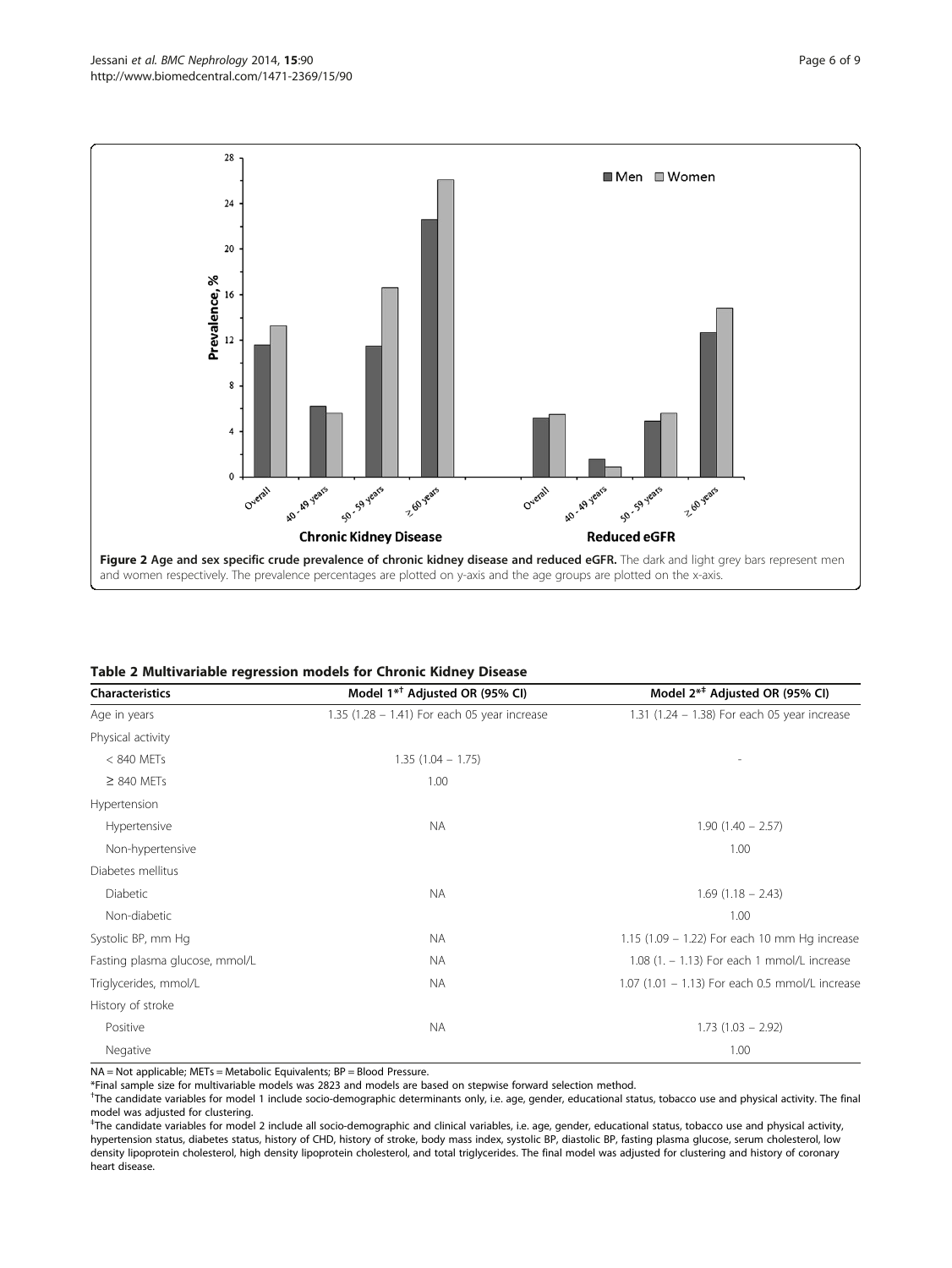**Figure 2 Age and sex specific crude prevalence of chronic kidney disease and reduced eGFR.** The dark and light grey bars represent men and women respectively. The prevalence percentages are plotted on y-axis and the age groups are plotted on the x-axis.

**Table 2 Multivariable regression models for Chronic Kidney Disease**

| Characteristics | Model 1*[†] Adjusted OR (95% CI) | Model 2*[‡] Adjusted OR (95% CI) |
|---|---|---|
| Age in years | 1.35 (1.28 – 1.41) For each 05 year increase | 1.31 (1.24 – 1.38) For each 05 year increase |
| Physical activity | | |
| < 840 METs | 1.35 (1.04 – 1.75) | - |
| ≥ 840 METs | 1.00 | |
| Hypertension | | |
| Hypertensive | NA | 1.90 (1.40 – 2.57) |
| Non-hypertensive | | 1.00 |
| Diabetes mellitus | | |
| Diabetic | NA | 1.69 (1.18 – 2.43) |
| Non-diabetic | | 1.00 |
| Systolic BP, mm Hg | NA | 1.15 (1.09 – 1.22) For each 10 mm Hg increase |
| Fasting plasma glucose, mmol/L | NA | 1.08 (1. – 1.13) For each 1 mmol/L increase |
| Triglycerides, mmol/L | NA | 1.07 (1.01 – 1.13) For each 0.5 mmol/L increase |
| History of stroke | | |
| Positive | NA | 1.73 (1.03 – 2.92) |
| Negative | | 1.00 |

NA = Not applicable; METs = Metabolic Equivalents; BP = Blood Pressure.

*Final sample size for multivariable models was 2823 and models are based on stepwise forward selection method.

[†]The candidate variables for model 1 include socio-demographic determinants only, i.e. age, gender, educational status, tobacco use and physical activity. The final model was adjusted for clustering.

[‡]The candidate variables for model 2 include all socio-demographic and clinical variables, i.e. age, gender, educational status, tobacco use and physical activity, hypertension status, diabetes status, history of CHD, history of stroke, body mass index, systolic BP, diastolic BP, fasting plasma glucose, serum cholesterol, low density lipoprotein cholesterol, high density lipoprotein cholesterol, and total triglycerides. The final model was adjusted for clustering and history of coronary heart disease.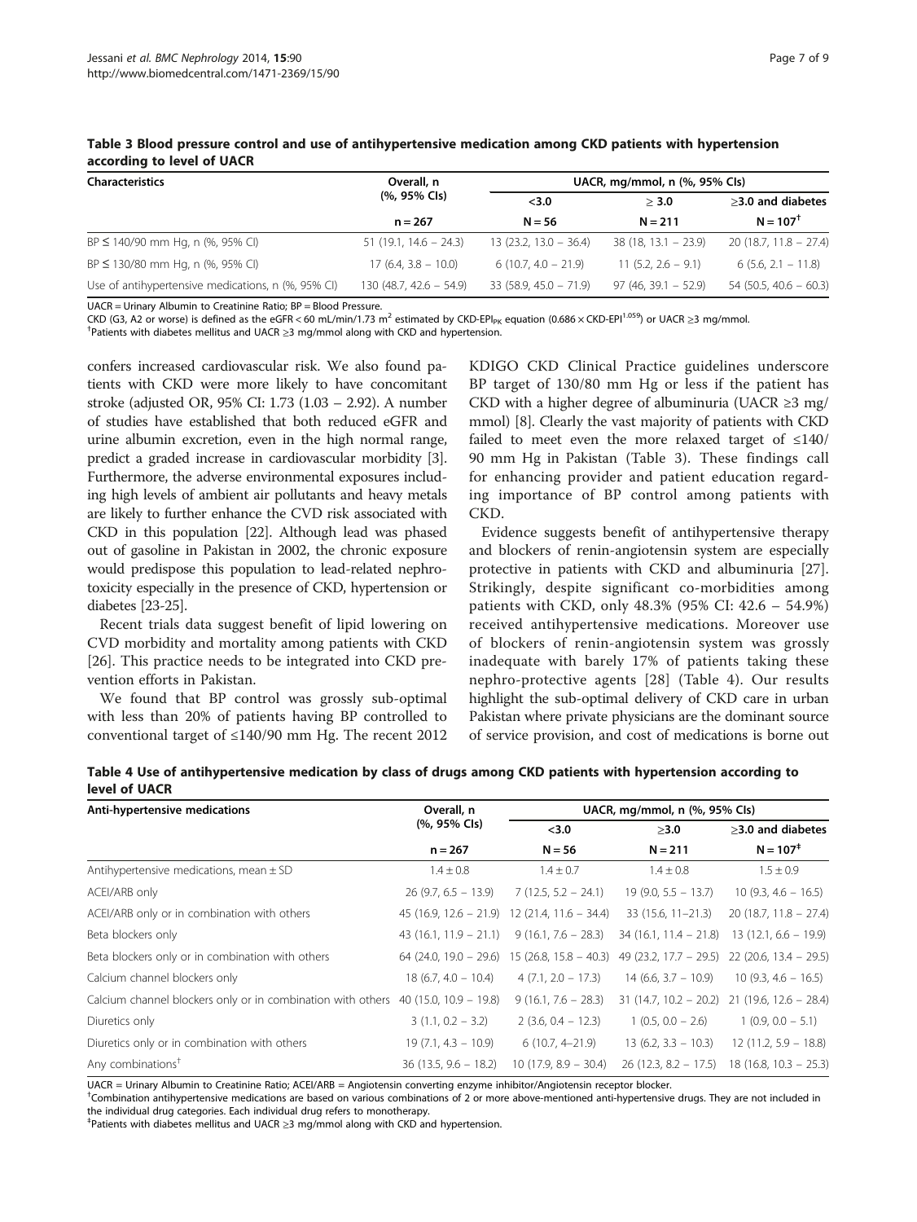**Table 3 Blood pressure control and use of antihypertensive medication among CKD patients with hypertension according to level of UACR**

| Characteristics | Overall, n (%, 95% CIs) | UACR, mg/mmol, n (%, 95% CIs) | | |
|---|---|---|---|---|
| | | <3.0 | ≥ 3.0 | ≥3.0 and diabetes |
| | n = 267 | N = 56 | N = 211 | N = 107[†] |
| BP ≤ 140/90 mm Hg, n (%, 95% CI) | 51 (19.1, 14.6 – 24.3) | 13 (23.2, 13.0 – 36.4) | 38 (18, 13.1 – 23.9) | 20 (18.7, 11.8 – 27.4) |
| BP ≤ 130/80 mm Hg, n (%, 95% CI) | 17 (6.4, 3.8 – 10.0) | 6 (10.7, 4.0 – 21.9) | 11 (5.2, 2.6 – 9.1) | 6 (5.6, 2.1 – 11.8) |
| Use of antihypertensive medications, n (%, 95% CI) | 130 (48.7, 42.6 – 54.9) | 33 (58.9, 45.0 – 71.9) | 97 (46, 39.1 – 52.9) | 54 (50.5, 40.6 – 60.3) |

UACR = Urinary Albumin to Creatinine Ratio; BP = Blood Pressure.
CKD (G3, A2 or worse) is defined as the eGFR < 60 mL/min/1.73 $m^2$ estimated by CKD-EPI$_{PK}$ equation (0.686 × CKD-EPI$^{1.059}$) or UACR ≥3 mg/mmol.
[†]Patients with diabetes mellitus and UACR ≥3 mg/mmol along with CKD and hypertension.

confers increased cardiovascular risk. We also found patients with CKD were more likely to have concomitant stroke (adjusted OR, 95% CI: 1.73 (1.03 – 2.92). A number of studies have established that both reduced eGFR and urine albumin excretion, even in the high normal range, predict a graded increase in cardiovascular morbidity [3]. Furthermore, the adverse environmental exposures including high levels of ambient air pollutants and heavy metals are likely to further enhance the CVD risk associated with CKD in this population [22]. Although lead was phased out of gasoline in Pakistan in 2002, the chronic exposure would predispose this population to lead-related nephrotoxicity especially in the presence of CKD, hypertension or diabetes [23-25].

Recent trials data suggest benefit of lipid lowering on CVD morbidity and mortality among patients with CKD [26]. This practice needs to be integrated into CKD prevention efforts in Pakistan.

We found that BP control was grossly sub-optimal with less than 20% of patients having BP controlled to conventional target of ≤140/90 mm Hg. The recent 2012 KDIGO CKD Clinical Practice guidelines underscore BP target of 130/80 mm Hg or less if the patient has CKD with a higher degree of albuminuria (UACR ≥3 mg/mmol) [8]. Clearly the vast majority of patients with CKD failed to meet even the more relaxed target of ≤140/90 mm Hg in Pakistan (Table 3). These findings call for enhancing provider and patient education regarding importance of BP control among patients with CKD.

Evidence suggests benefit of antihypertensive therapy and blockers of renin-angiotensin system are especially protective in patients with CKD and albuminuria [27]. Strikingly, despite significant co-morbidities among patients with CKD, only 48.3% (95% CI: 42.6 – 54.9%) received antihypertensive medications. Moreover use of blockers of renin-angiotensin system was grossly inadequate with barely 17% of patients taking these nephro-protective agents [28] (Table 4). Our results highlight the sub-optimal delivery of CKD care in urban Pakistan where private physicians are the dominant source of service provision, and cost of medications is borne out

**Table 4 Use of antihypertensive medication by class of drugs among CKD patients with hypertension according to level of UACR**

| Anti-hypertensive medications | Overall, n (%, 95% CIs) | UACR, mg/mmol, n (%, 95% CIs) | | |
|---|---|---|---|---|
| | | <3.0 | ≥3.0 | ≥3.0 and diabetes |
| | n = 267 | N = 56 | N = 211 | N = 107[‡] |
| Antihypertensive medications, mean ± SD | 1.4 ± 0.8 | 1.4 ± 0.7 | 1.4 ± 0.8 | 1.5 ± 0.9 |
| ACEI/ARB only | 26 (9.7, 6.5 – 13.9) | 7 (12.5, 5.2 – 24.1) | 19 (9.0, 5.5 – 13.7) | 10 (9.3, 4.6 – 16.5) |
| ACEI/ARB only or in combination with others | 45 (16.9, 12.6 – 21.9) | 12 (21.4, 11.6 – 34.4) | 33 (15.6, 11–21.3) | 20 (18.7, 11.8 – 27.4) |
| Beta blockers only | 43 (16.1, 11.9 – 21.1) | 9 (16.1, 7.6 – 28.3) | 34 (16.1, 11.4 – 21.8) | 13 (12.1, 6.6 – 19.9) |
| Beta blockers only or in combination with others | 64 (24.0, 19.0 – 29.6) | 15 (26.8, 15.8 – 40.3) | 49 (23.2, 17.7 – 29.5) | 22 (20.6, 13.4 – 29.5) |
| Calcium channel blockers only | 18 (6.7, 4.0 – 10.4) | 4 (7.1, 2.0 – 17.3) | 14 (6.6, 3.7 – 10.9) | 10 (9.3, 4.6 – 16.5) |
| Calcium channel blockers only or in combination with others | 40 (15.0, 10.9 – 19.8) | 9 (16.1, 7.6 – 28.3) | 31 (14.7, 10.2 – 20.2) | 21 (19.6, 12.6 – 28.4) |
| Diuretics only | 3 (1.1, 0.2 – 3.2) | 2 (3.6, 0.4 – 12.3) | 1 (0.5, 0.0 – 2.6) | 1 (0.9, 0.0 – 5.1) |
| Diuretics only or in combination with others | 19 (7.1, 4.3 – 10.9) | 6 (10.7, 4–21.9) | 13 (6.2, 3.3 – 10.3) | 12 (11.2, 5.9 – 18.8) |
| Any combinations[†] | 36 (13.5, 9.6 – 18.2) | 10 (17.9, 8.9 – 30.4) | 26 (12.3, 8.2 – 17.5) | 18 (16.8, 10.3 – 25.3) |

UACR = Urinary Albumin to Creatinine Ratio; ACEI/ARB = Angiotensin converting enzyme inhibitor/Angiotensin receptor blocker.
[†]Combination antihypertensive medications are based on various combinations of 2 or more above-mentioned anti-hypertensive drugs. They are not included in the individual drug categories. Each individual drug refers to monotherapy.
[‡]Patients with diabetes mellitus and UACR ≥3 mg/mmol along with CKD and hypertension.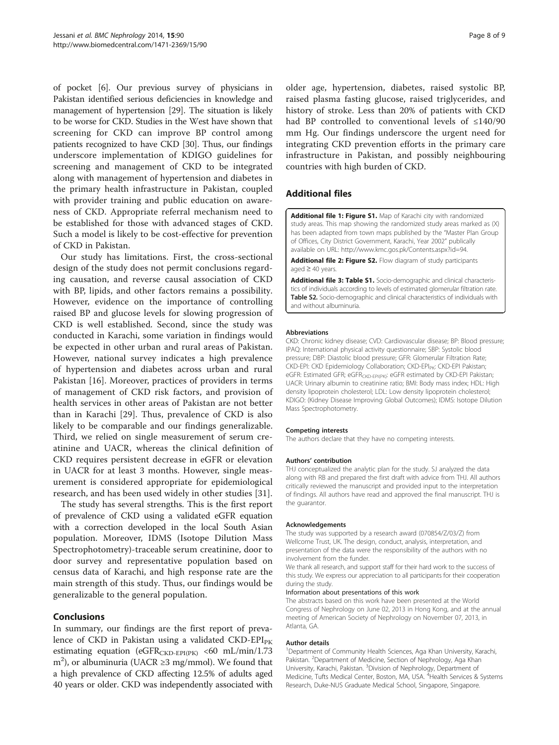of pocket [6]. Our previous survey of physicians in Pakistan identified serious deficiencies in knowledge and management of hypertension [29]. The situation is likely to be worse for CKD. Studies in the West have shown that screening for CKD can improve BP control among patients recognized to have CKD [30]. Thus, our findings underscore implementation of KDIGO guidelines for screening and management of CKD to be integrated along with management of hypertension and diabetes in the primary health infrastructure in Pakistan, coupled with provider training and public education on awareness of CKD. Appropriate referral mechanism need to be established for those with advanced stages of CKD. Such a model is likely to be cost-effective for prevention of CKD in Pakistan.

Our study has limitations. First, the cross-sectional design of the study does not permit conclusions regarding causation, and reverse causal association of CKD with BP, lipids, and other factors remains a possibility. However, evidence on the importance of controlling raised BP and glucose levels for slowing progression of CKD is well established. Second, since the study was conducted in Karachi, some variation in findings would be expected in other urban and rural areas of Pakistan. However, national survey indicates a high prevalence of hypertension and diabetes across urban and rural Pakistan [16]. Moreover, practices of providers in terms of management of CKD risk factors, and provision of health services in other areas of Pakistan are not better than in Karachi [29]. Thus, prevalence of CKD is also likely to be comparable and our findings generalizable. Third, we relied on single measurement of serum creatinine and UACR, whereas the clinical definition of CKD requires persistent decrease in eGFR or elevation in UACR for at least 3 months. However, single measurement is considered appropriate for epidemiological research, and has been used widely in other studies [31].

The study has several strengths. This is the first report of prevalence of CKD using a validated eGFR equation with a correction developed in the local South Asian population. Moreover, IDMS (Isotope Dilution Mass Spectrophotometry)-traceable serum creatinine, door to door survey and representative population based on census data of Karachi, and high response rate are the main strength of this study. Thus, our findings would be generalizable to the general population.

## Conclusions

In summary, our findings are the first report of prevalence of CKD in Pakistan using a validated $CKD\text{-}EPI_{PK}$ estimating equation ($eGFR_{CKD\text{-}EPI(PK)}$ <60 mL/min/1.73 $m^2$), or albuminuria (UACR ≥3 mg/mmol). We found that a high prevalence of CKD affecting 12.5% of adults aged 40 years or older. CKD was independently associated with older age, hypertension, diabetes, raised systolic BP, raised plasma fasting glucose, raised triglycerides, and history of stroke. Less than 20% of patients with CKD had BP controlled to conventional levels of ≤140/90 mm Hg. Our findings underscore the urgent need for integrating CKD prevention efforts in the primary care infrastructure in Pakistan, and possibly neighbouring countries with high burden of CKD.

## Additional files

**Additional file 1: Figure S1.** Map of Karachi city with randomized study areas. This map showing the randomized study areas marked as (X) has been adapted from town maps published by the "Master Plan Group of Offices, City District Government, Karachi, Year 2002" publically available on URL: http://www.kmc.gos.pk/Contents.aspx?id=94.

**Additional file 2: Figure S2.** Flow diagram of study participants aged ≥ 40 years.

**Additional file 3: Table S1.** Socio-demographic and clinical characteristics of individuals according to levels of estimated glomerular filtration rate. **Table S2.** Socio-demographic and clinical characteristics of individuals with and without albuminuria.

#### Abbreviations

CKD: Chronic kidney disease; CVD: Cardiovascular disease; BP: Blood pressure; IPAQ: International physical activity questionnaire; SBP: Systolic blood pressure; DBP: Diastolic blood pressure; GFR: Glomerular Filtration Rate; CKD-EPI: CKD Epidemiology Collaboration; $CKD\text{-}EPI_{PK}$: CKD-EPI Pakistan; eGFR: Estimated GFR; $eGFR_{CKD\text{-}EPI(PK)}$: eGFR estimated by CKD-EPI Pakistan; UACR: Urinary albumin to creatinine ratio; BMI: Body mass index; HDL: High density lipoprotein cholesterol; LDL: Low density lipoprotein cholesterol; KDIGO: (Kidney Disease Improving Global Outcomes); IDMS: Isotope Dilution Mass Spectrophotometry.

#### Competing interests

The authors declare that they have no competing interests.

#### Authors' contribution

THJ conceptualized the analytic plan for the study. SJ analyzed the data along with RB and prepared the first draft with advice from THJ. All authors critically reviewed the manuscript and provided input to the interpretation of findings. All authors have read and approved the final manuscript. THJ is the guarantor.

#### Acknowledgements

The study was supported by a research award (070854/Z/03/Z) from Wellcome Trust, UK. The design, conduct, analysis, interpretation, and presentation of the data were the responsibility of the authors with no involvement from the funder.

We thank all research, and support staff for their hard work to the success of this study. We express our appreciation to all participants for their cooperation during the study.

#### Information about presentations of this work

The abstracts based on this work have been presented at the World Congress of Nephrology on June 02, 2013 in Hong Kong, and at the annual meeting of American Society of Nephrology on November 07, 2013, in Atlanta, GA.

#### Author details

[1]Department of Community Health Sciences, Aga Khan University, Karachi, Pakistan. [2]Department of Medicine, Section of Nephrology, Aga Khan University, Karachi, Pakistan. [3]Division of Nephrology, Department of Medicine, Tufts Medical Center, Boston, MA, USA. [4]Health Services & Systems Research, Duke-NUS Graduate Medical School, Singapore, Singapore.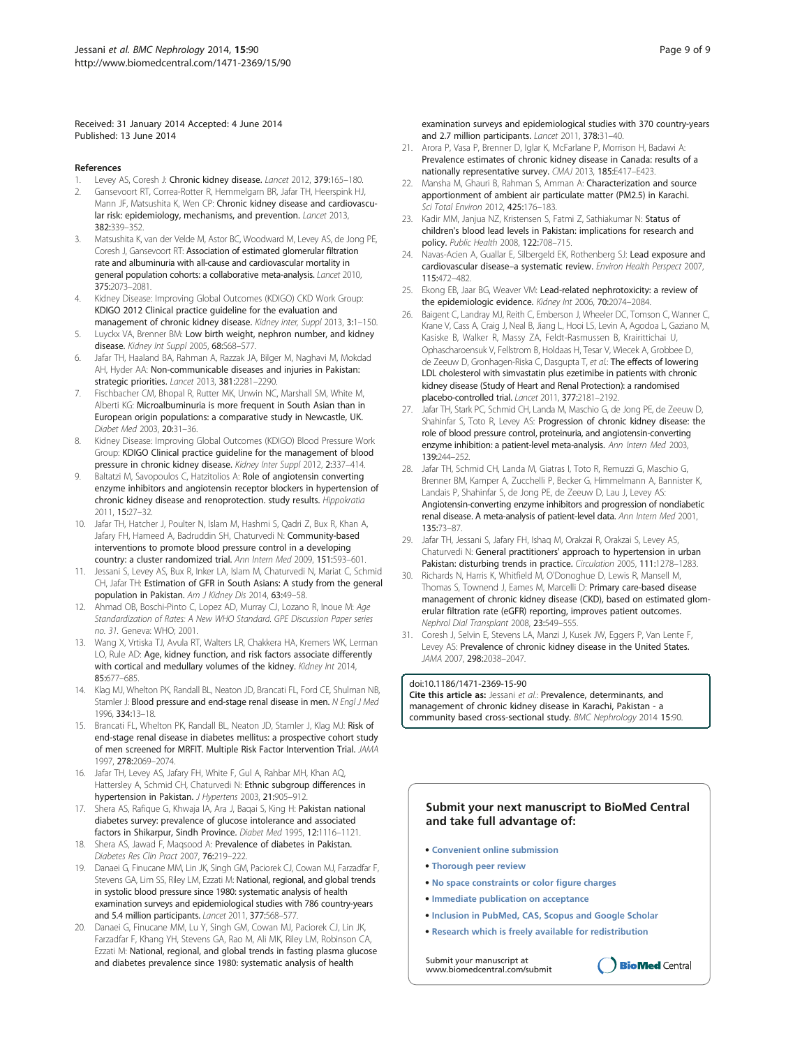Received: 31 January 2014 Accepted: 4 June 2014
Published: 13 June 2014

## References

1. Levey AS, Coresh J: **Chronic kidney disease.** *Lancet* 2012, **379:**165–180.
2. Gansevoort RT, Correa-Rotter R, Hemmelgarn BR, Jafar TH, Heerspink HJ, Mann JF, Matsushita K, Wen CP: **Chronic kidney disease and cardiovascular risk: epidemiology, mechanisms, and prevention.** *Lancet* 2013, **382:**339–352.
3. Matsushita K, van der Velde M, Astor BC, Woodward M, Levey AS, de Jong PE, Coresh J, Gansevoort RT: **Association of estimated glomerular filtration rate and albuminuria with all-cause and cardiovascular mortality in general population cohorts: a collaborative meta-analysis.** *Lancet* 2010, **375:**2073–2081.
4. Kidney Disease: Improving Global Outcomes (KDIGO) CKD Work Group: **KDIGO 2012 Clinical practice guideline for the evaluation and management of chronic kidney disease.** *Kidney inter, Suppl* 2013, **3:**1–150.
5. Luyckx VA, Brenner BM: **Low birth weight, nephron number, and kidney disease.** *Kidney Int Suppl* 2005, **68:**S68–S77.
6. Jafar TH, Haaland BA, Rahman A, Razzak JA, Bilger M, Naghavi M, Mokdad AH, Hyder AA: **Non-communicable diseases and injuries in Pakistan: strategic priorities.** *Lancet* 2013, **381:**2281–2290.
7. Fischbacher CM, Bhopal R, Rutter MK, Unwin NC, Marshall SM, White M, Alberti KG: **Microalbuminuria is more frequent in South Asian than in European origin populations: a comparative study in Newcastle, UK.** *Diabet Med* 2003, **20:**31–36.
8. Kidney Disease: Improving Global Outcomes (KDIGO) Blood Pressure Work Group: **KDIGO Clinical practice guideline for the management of blood pressure in chronic kidney disease.** *Kidney Inter Suppl* 2012, **2:**337–414.
9. Baltatzi M, Savopoulos C, Hatzitolios A: **Role of angiotensin converting enzyme inhibitors and angiotensin receptor blockers in hypertension of chronic kidney disease and renoprotection. study results.** *Hippokratia* 2011, **15:**27–32.
10. Jafar TH, Hatcher J, Poulter N, Islam M, Hashmi S, Qadri Z, Bux R, Khan A, Jafary FH, Hameed A, Badruddin SH, Chaturvedi N: **Community-based interventions to promote blood pressure control in a developing country: a cluster randomized trial.** *Ann Intern Med* 2009, **151:**593–601.
11. Jessani S, Levey AS, Bux R, Inker LA, Islam M, Chaturvedi N, Mariat C, Schmid CH, Jafar TH: **Estimation of GFR in South Asians: A study from the general population in Pakistan.** *Am J Kidney Dis* 2014, **63:**49–58.
12. Ahmad OB, Boschi-Pinto C, Lopez AD, Murray CJ, Lozano R, Inoue M: *Age Standardization of Rates: A New WHO Standard. GPE Discussion Paper series no. 31.* Geneva: WHO; 2001.
13. Wang X, Vrtiska TJ, Avula RT, Walters LR, Chakkera HA, Kremers WK, Lerman LO, Rule AD: **Age, kidney function, and risk factors associate differently with cortical and medullary volumes of the kidney.** *Kidney Int* 2014, **85:**677–685.
14. Klag MJ, Whelton PK, Randall BL, Neaton JD, Brancati FL, Ford CE, Shulman NB, Stamler J: **Blood pressure and end-stage renal disease in men.** *N Engl J Med* 1996, **334:**13–18.
15. Brancati FL, Whelton PK, Randall BL, Neaton JD, Stamler J, Klag MJ: **Risk of end-stage renal disease in diabetes mellitus: a prospective cohort study of men screened for MRFIT. Multiple Risk Factor Intervention Trial.** *JAMA* 1997, **278:**2069–2074.
16. Jafar TH, Levey AS, Jafary FH, White F, Gul A, Rahbar MH, Khan AQ, Hattersley A, Schmid CH, Chaturvedi N: **Ethnic subgroup differences in hypertension in Pakistan.** *J Hypertens* 2003, **21:**905–912.
17. Shera AS, Rafique G, Khwaja IA, Ara J, Baqai S, King H: **Pakistan national diabetes survey: prevalence of glucose intolerance and associated factors in Shikarpur, Sindh Province.** *Diabet Med* 1995, **12:**1116–1121.
18. Shera AS, Jawad F, Maqsood A: **Prevalence of diabetes in Pakistan.** *Diabetes Res Clin Pract* 2007, **76:**219–222.
19. Danaei G, Finucane MM, Lin JK, Singh GM, Paciorek CJ, Cowan MJ, Farzadfar F, Stevens GA, Lim SS, Riley LM, Ezzati M: **National, regional, and global trends in systolic blood pressure since 1980: systematic analysis of health examination surveys and epidemiological studies with 786 country-years and 5.4 million participants.** *Lancet* 2011, **377:**568–577.
20. Danaei G, Finucane MM, Lu Y, Singh GM, Cowan MJ, Paciorek CJ, Lin JK, Farzadfar F, Khang YH, Stevens GA, Rao M, Ali MK, Riley LM, Robinson CA, Ezzati M: **National, regional, and global trends in fasting plasma glucose and diabetes prevalence since 1980: systematic analysis of health examination surveys and epidemiological studies with 370 country-years and 2.7 million participants.** *Lancet* 2011, **378:**31–40.
21. Arora P, Vasa P, Brenner D, Iglar K, McFarlane P, Morrison H, Badawi A: **Prevalence estimates of chronic kidney disease in Canada: results of a nationally representative survey.** *CMAJ* 2013, **185:**E417–E423.
22. Mansha M, Ghauri B, Rahman S, Amman A: **Characterization and source apportionment of ambient air particulate matter (PM2.5) in Karachi.** *Sci Total Environ* 2012, **425:**176–183.
23. Kadir MM, Janjua NZ, Kristensen S, Fatmi Z, Sathiakumar N: **Status of children's blood lead levels in Pakistan: implications for research and policy.** *Public Health* 2008, **122:**708–715.
24. Navas-Acien A, Guallar E, Silbergeld EK, Rothenberg SJ: **Lead exposure and cardiovascular disease–a systematic review.** *Environ Health Perspect* 2007, **115:**472–482.
25. Ekong EB, Jaar BG, Weaver VM: **Lead-related nephrotoxicity: a review of the epidemiologic evidence.** *Kidney Int* 2006, **70:**2074–2084.
26. Baigent C, Landray MJ, Reith C, Emberson J, Wheeler DC, Tomson C, Wanner C, Krane V, Cass A, Craig J, Neal B, Jiang L, Hooi LS, Levin A, Agodoa L, Gaziano M, Kasiske B, Walker R, Massy ZA, Feldt-Rasmussen B, Krairittichai U, Ophascharoensuk V, Fellstrom B, Holdaas H, Tesar V, Wiecek A, Grobbee D, de Zeeuw D, Gronhagen-Riska C, Dasgupta T, *et al*: **The effects of lowering LDL cholesterol with simvastatin plus ezetimibe in patients with chronic kidney disease (Study of Heart and Renal Protection): a randomised placebo-controlled trial.** *Lancet* 2011, **377:**2181–2192.
27. Jafar TH, Stark PC, Schmid CH, Landa M, Maschio G, de Jong PE, de Zeeuw D, Shahinfar S, Toto R, Levey AS: **Progression of chronic kidney disease: the role of blood pressure control, proteinuria, and angiotensin-converting enzyme inhibition: a patient-level meta-analysis.** *Ann Intern Med* 2003, **139:**244–252.
28. Jafar TH, Schmid CH, Landa M, Giatras I, Toto R, Remuzzi G, Maschio G, Brenner BM, Kamper A, Zucchelli P, Becker G, Himmelmann A, Bannister K, Landais P, Shahinfar S, de Jong PE, de Zeeuw D, Lau J, Levey AS: **Angiotensin-converting enzyme inhibitors and progression of nondiabetic renal disease. A meta-analysis of patient-level data.** *Ann Intern Med* 2001, **135:**73–87.
29. Jafar TH, Jessani S, Jafary FH, Ishaq M, Orakzai R, Orakzai S, Levey AS, Chaturvedi N: **General practitioners' approach to hypertension in urban Pakistan: disturbing trends in practice.** *Circulation* 2005, **111:**1278–1283.
30. Richards N, Harris K, Whitfield M, O'Donoghue D, Lewis R, Mansell M, Thomas S, Townend J, Eames M, Marcelli D: **Primary care-based disease management of chronic kidney disease (CKD), based on estimated glomerular filtration rate (eGFR) reporting, improves patient outcomes.** *Nephrol Dial Transplant* 2008, **23:**549–555.
31. Coresh J, Selvin E, Stevens LA, Manzi J, Kusek JW, Eggers P, Van Lente F, Levey AS: **Prevalence of chronic kidney disease in the United States.** *JAMA* 2007, **298:**2038–2047.

doi:10.1186/1471-2369-15-90
**Cite this article as:** Jessani *et al.*: Prevalence, determinants, and management of chronic kidney disease in Karachi, Pakistan - a community based cross-sectional study. *BMC Nephrology* 2014 **15**:90.

**Submit your next manuscript to BioMed Central and take full advantage of:**

- **Convenient online submission**
- **Thorough peer review**
- **No space constraints or color figure charges**
- **Immediate publication on acceptance**
- **Inclusion in PubMed, CAS, Scopus and Google Scholar**
- **Research which is freely available for redistribution**

Submit your manuscript at
www.biomedcentral.com/submit

BioMed Central